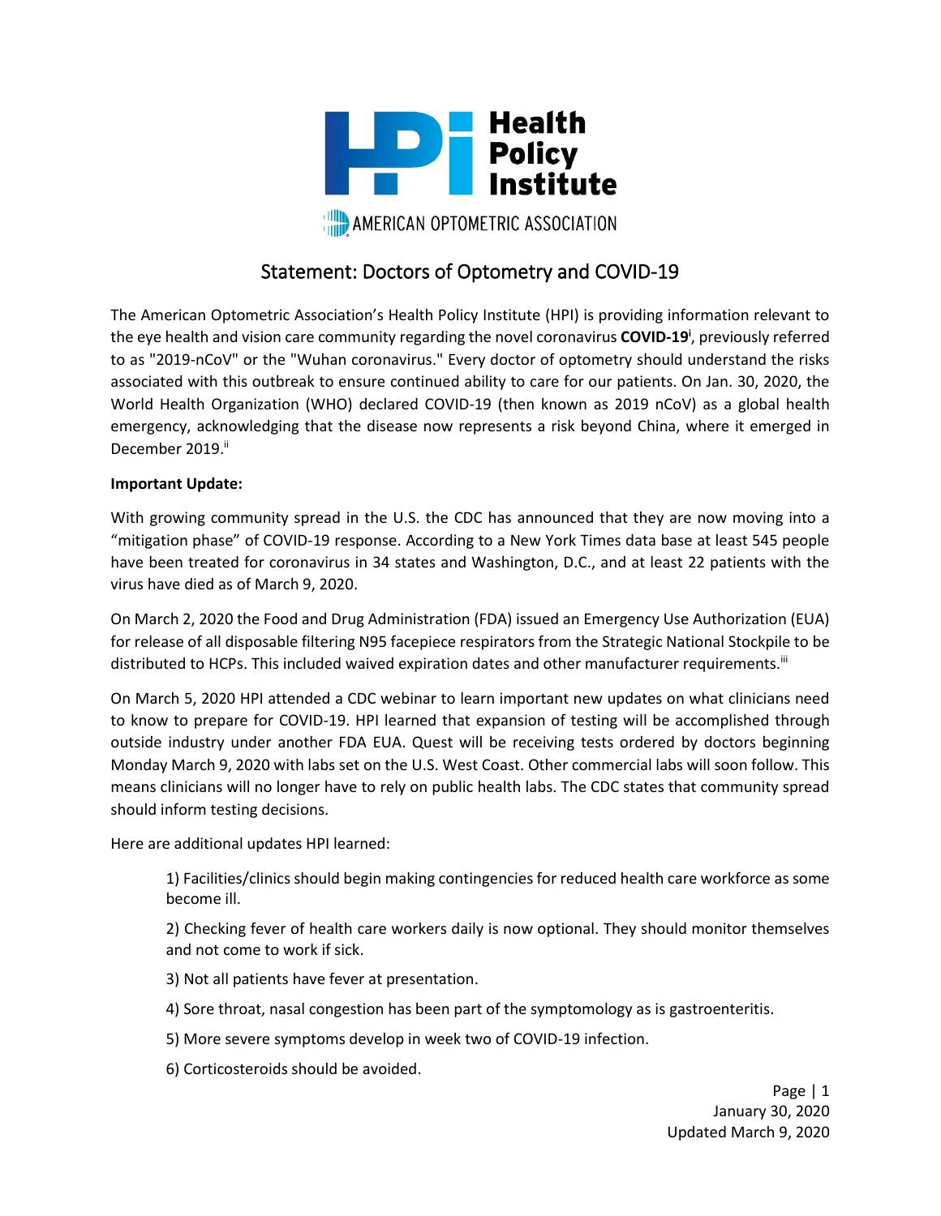Health Policy Institute

AMERICAN OPTOMETRIC ASSOCIATION

# Statement: Doctors of Optometry and COVID-19

The American Optometric Association's Health Policy Institute (HPI) is providing information relevant to the eye health and vision care community regarding the novel coronavirus **COVID-19**[i], previously referred to as "2019-nCoV" or the "Wuhan coronavirus." Every doctor of optometry should understand the risks associated with this outbreak to ensure continued ability to care for our patients. On Jan. 30, 2020, the World Health Organization (WHO) declared COVID-19 (then known as 2019 nCoV) as a global health emergency, acknowledging that the disease now represents a risk beyond China, where it emerged in December 2019.[ii]

**Important Update:**

With growing community spread in the U.S. the CDC has announced that they are now moving into a "mitigation phase" of COVID-19 response. According to a New York Times data base at least 545 people have been treated for coronavirus in 34 states and Washington, D.C., and at least 22 patients with the virus have died as of March 9, 2020.

On March 2, 2020 the Food and Drug Administration (FDA) issued an Emergency Use Authorization (EUA) for release of all disposable filtering N95 facepiece respirators from the Strategic National Stockpile to be distributed to HCPs. This included waived expiration dates and other manufacturer requirements.[iii]

On March 5, 2020 HPI attended a CDC webinar to learn important new updates on what clinicians need to know to prepare for COVID-19. HPI learned that expansion of testing will be accomplished through outside industry under another FDA EUA. Quest will be receiving tests ordered by doctors beginning Monday March 9, 2020 with labs set on the U.S. West Coast. Other commercial labs will soon follow. This means clinicians will no longer have to rely on public health labs. The CDC states that community spread should inform testing decisions.

Here are additional updates HPI learned:

1) Facilities/clinics should begin making contingencies for reduced health care workforce as some become ill.

2) Checking fever of health care workers daily is now optional. They should monitor themselves and not come to work if sick.

3) Not all patients have fever at presentation.

4) Sore throat, nasal congestion has been part of the symptomology as is gastroenteritis.

5) More severe symptoms develop in week two of COVID-19 infection.

6) Corticosteroids should be avoided.

January 30, 2020
Updated March 9, 2020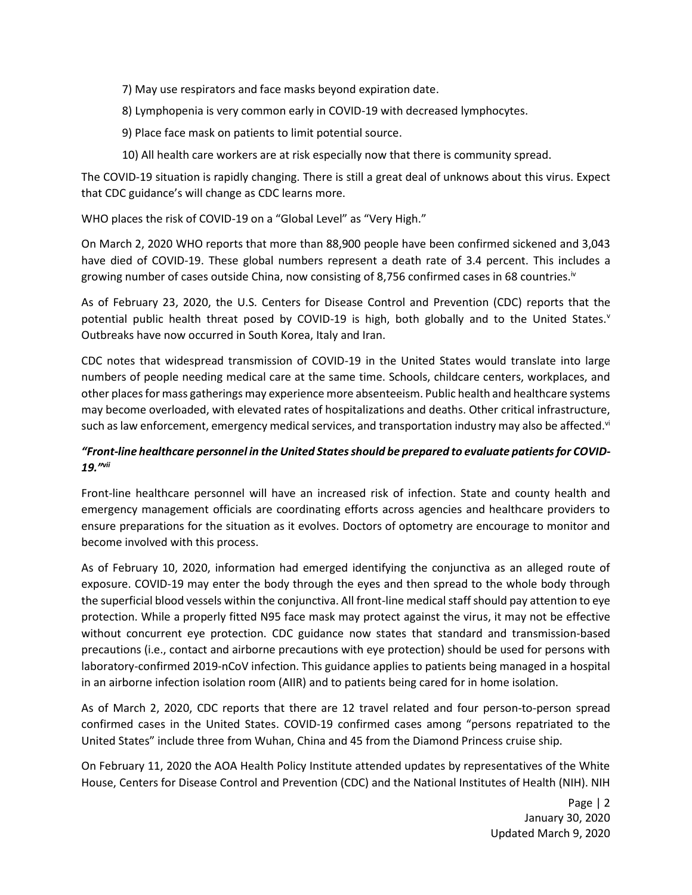7) May use respirators and face masks beyond expiration date.

8) Lymphopenia is very common early in COVID-19 with decreased lymphocytes.

9) Place face mask on patients to limit potential source.

10) All health care workers are at risk especially now that there is community spread.

The COVID-19 situation is rapidly changing. There is still a great deal of unknows about this virus. Expect that CDC guidance's will change as CDC learns more.

WHO places the risk of COVID-19 on a "Global Level" as "Very High."

On March 2, 2020 WHO reports that more than 88,900 people have been confirmed sickened and 3,043 have died of COVID-19. These global numbers represent a death rate of 3.4 percent. This includes a growing number of cases outside China, now consisting of 8,756 confirmed cases in 68 countries.[iv]

As of February 23, 2020, the U.S. Centers for Disease Control and Prevention (CDC) reports that the potential public health threat posed by COVID-19 is high, both globally and to the United States.[v] Outbreaks have now occurred in South Korea, Italy and Iran.

CDC notes that widespread transmission of COVID-19 in the United States would translate into large numbers of people needing medical care at the same time. Schools, childcare centers, workplaces, and other places for mass gatherings may experience more absenteeism. Public health and healthcare systems may become overloaded, with elevated rates of hospitalizations and deaths. Other critical infrastructure, such as law enforcement, emergency medical services, and transportation industry may also be affected.[vi]

***"Front-line healthcare personnel in the United States should be prepared to evaluate patients for COVID-19."[vii]***

Front-line healthcare personnel will have an increased risk of infection. State and county health and emergency management officials are coordinating efforts across agencies and healthcare providers to ensure preparations for the situation as it evolves. Doctors of optometry are encourage to monitor and become involved with this process.

As of February 10, 2020, information had emerged identifying the conjunctiva as an alleged route of exposure. COVID-19 may enter the body through the eyes and then spread to the whole body through the superficial blood vessels within the conjunctiva. All front-line medical staff should pay attention to eye protection. While a properly fitted N95 face mask may protect against the virus, it may not be effective without concurrent eye protection. CDC guidance now states that standard and transmission-based precautions (i.e., contact and airborne precautions with eye protection) should be used for persons with laboratory-confirmed 2019-nCoV infection. This guidance applies to patients being managed in a hospital in an airborne infection isolation room (AIIR) and to patients being cared for in home isolation.

As of March 2, 2020, CDC reports that there are 12 travel related and four person-to-person spread confirmed cases in the United States. COVID-19 confirmed cases among "persons repatriated to the United States" include three from Wuhan, China and 45 from the Diamond Princess cruise ship.

On February 11, 2020 the AOA Health Policy Institute attended updates by representatives of the White House, Centers for Disease Control and Prevention (CDC) and the National Institutes of Health (NIH). NIH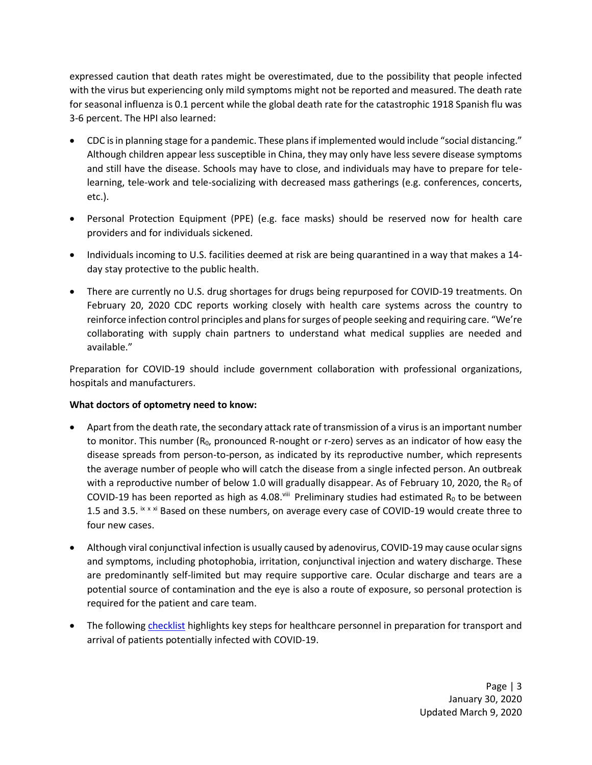expressed caution that death rates might be overestimated, due to the possibility that people infected with the virus but experiencing only mild symptoms might not be reported and measured. The death rate for seasonal influenza is 0.1 percent while the global death rate for the catastrophic 1918 Spanish flu was 3-6 percent. The HPI also learned:

- CDC is in planning stage for a pandemic. These plans if implemented would include "social distancing." Although children appear less susceptible in China, they may only have less severe disease symptoms and still have the disease. Schools may have to close, and individuals may have to prepare for tele-learning, tele-work and tele-socializing with decreased mass gatherings (e.g. conferences, concerts, etc.).
- Personal Protection Equipment (PPE) (e.g. face masks) should be reserved now for health care providers and for individuals sickened.
- Individuals incoming to U.S. facilities deemed at risk are being quarantined in a way that makes a 14-day stay protective to the public health.
- There are currently no U.S. drug shortages for drugs being repurposed for COVID-19 treatments. On February 20, 2020 CDC reports working closely with health care systems across the country to reinforce infection control principles and plans for surges of people seeking and requiring care. "We're collaborating with supply chain partners to understand what medical supplies are needed and available."

Preparation for COVID-19 should include government collaboration with professional organizations, hospitals and manufacturers.

**What doctors of optometry need to know:**

- Apart from the death rate, the secondary attack rate of transmission of a virus is an important number to monitor. This number ($R_0$, pronounced R-nought or r-zero) serves as an indicator of how easy the disease spreads from person-to-person, as indicated by its reproductive number, which represents the average number of people who will catch the disease from a single infected person. An outbreak with a reproductive number of below 1.0 will gradually disappear. As of February 10, 2020, the $R_0$ of COVID-19 has been reported as high as 4.08.[viii] Preliminary studies had estimated $R_0$ to be between 1.5 and 3.5. [ix x xi] Based on these numbers, on average every case of COVID-19 would create three to four new cases.
- Although viral conjunctival infection is usually caused by adenovirus, COVID-19 may cause ocular signs and symptoms, including photophobia, irritation, conjunctival injection and watery discharge. These are predominantly self-limited but may require supportive care. Ocular discharge and tears are a potential source of contamination and the eye is also a route of exposure, so personal protection is required for the patient and care team.
- The following checklist highlights key steps for healthcare personnel in preparation for transport and arrival of patients potentially infected with COVID-19.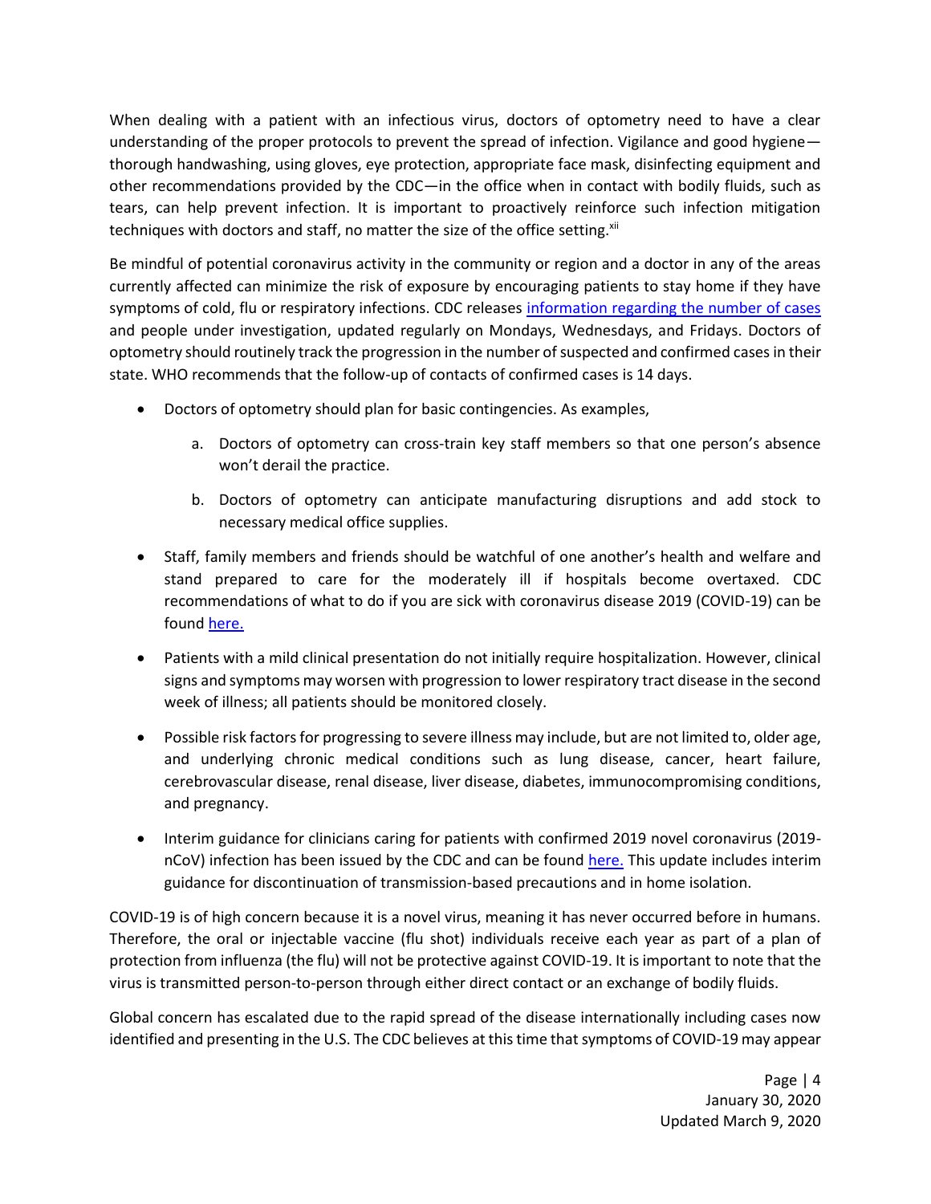When dealing with a patient with an infectious virus, doctors of optometry need to have a clear understanding of the proper protocols to prevent the spread of infection. Vigilance and good hygiene—thorough handwashing, using gloves, eye protection, appropriate face mask, disinfecting equipment and other recommendations provided by the CDC—in the office when in contact with bodily fluids, such as tears, can help prevent infection. It is important to proactively reinforce such infection mitigation techniques with doctors and staff, no matter the size of the office setting.[xii]

Be mindful of potential coronavirus activity in the community or region and a doctor in any of the areas currently affected can minimize the risk of exposure by encouraging patients to stay home if they have symptoms of cold, flu or respiratory infections. CDC releases information regarding the number of cases and people under investigation, updated regularly on Mondays, Wednesdays, and Fridays. Doctors of optometry should routinely track the progression in the number of suspected and confirmed cases in their state. WHO recommends that the follow-up of contacts of confirmed cases is 14 days.

- Doctors of optometry should plan for basic contingencies. As examples,
    a. Doctors of optometry can cross-train key staff members so that one person's absence won't derail the practice.
    b. Doctors of optometry can anticipate manufacturing disruptions and add stock to necessary medical office supplies.
- Staff, family members and friends should be watchful of one another's health and welfare and stand prepared to care for the moderately ill if hospitals become overtaxed. CDC recommendations of what to do if you are sick with coronavirus disease 2019 (COVID-19) can be found here.
- Patients with a mild clinical presentation do not initially require hospitalization. However, clinical signs and symptoms may worsen with progression to lower respiratory tract disease in the second week of illness; all patients should be monitored closely.
- Possible risk factors for progressing to severe illness may include, but are not limited to, older age, and underlying chronic medical conditions such as lung disease, cancer, heart failure, cerebrovascular disease, renal disease, liver disease, diabetes, immunocompromising conditions, and pregnancy.
- Interim guidance for clinicians caring for patients with confirmed 2019 novel coronavirus (2019-nCoV) infection has been issued by the CDC and can be found here. This update includes interim guidance for discontinuation of transmission-based precautions and in home isolation.

COVID-19 is of high concern because it is a novel virus, meaning it has never occurred before in humans. Therefore, the oral or injectable vaccine (flu shot) individuals receive each year as part of a plan of protection from influenza (the flu) will not be protective against COVID-19. It is important to note that the virus is transmitted person-to-person through either direct contact or an exchange of bodily fluids.

Global concern has escalated due to the rapid spread of the disease internationally including cases now identified and presenting in the U.S. The CDC believes at this time that symptoms of COVID-19 may appear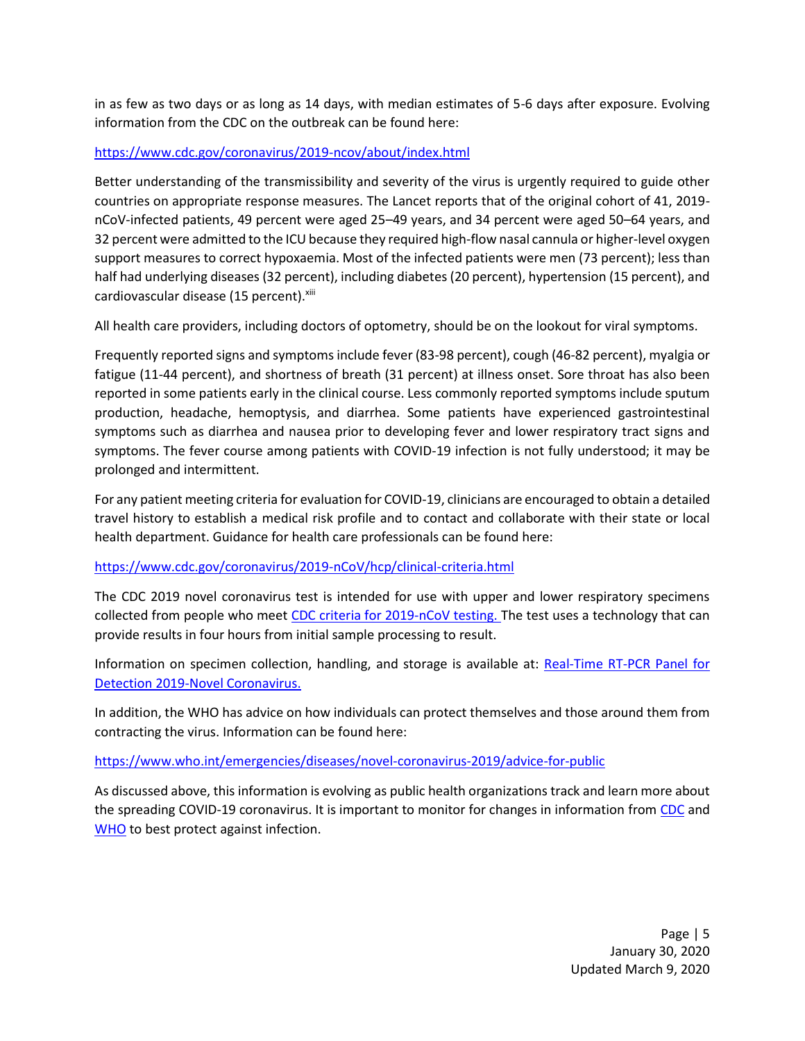in as few as two days or as long as 14 days, with median estimates of 5-6 days after exposure. Evolving information from the CDC on the outbreak can be found here:

https://www.cdc.gov/coronavirus/2019-ncov/about/index.html

Better understanding of the transmissibility and severity of the virus is urgently required to guide other countries on appropriate response measures. The Lancet reports that of the original cohort of 41, 2019-nCoV-infected patients, 49 percent were aged 25–49 years, and 34 percent were aged 50–64 years, and 32 percent were admitted to the ICU because they required high-flow nasal cannula or higher-level oxygen support measures to correct hypoxaemia. Most of the infected patients were men (73 percent); less than half had underlying diseases (32 percent), including diabetes (20 percent), hypertension (15 percent), and cardiovascular disease (15 percent).[xiii]

All health care providers, including doctors of optometry, should be on the lookout for viral symptoms.

Frequently reported signs and symptoms include fever (83-98 percent), cough (46-82 percent), myalgia or fatigue (11-44 percent), and shortness of breath (31 percent) at illness onset. Sore throat has also been reported in some patients early in the clinical course. Less commonly reported symptoms include sputum production, headache, hemoptysis, and diarrhea. Some patients have experienced gastrointestinal symptoms such as diarrhea and nausea prior to developing fever and lower respiratory tract signs and symptoms. The fever course among patients with COVID-19 infection is not fully understood; it may be prolonged and intermittent.

For any patient meeting criteria for evaluation for COVID-19, clinicians are encouraged to obtain a detailed travel history to establish a medical risk profile and to contact and collaborate with their state or local health department. Guidance for health care professionals can be found here:

https://www.cdc.gov/coronavirus/2019-nCoV/hcp/clinical-criteria.html

The CDC 2019 novel coronavirus test is intended for use with upper and lower respiratory specimens collected from people who meet CDC criteria for 2019-nCoV testing. The test uses a technology that can provide results in four hours from initial sample processing to result.

Information on specimen collection, handling, and storage is available at: Real-Time RT-PCR Panel for Detection 2019-Novel Coronavirus.

In addition, the WHO has advice on how individuals can protect themselves and those around them from contracting the virus. Information can be found here:

https://www.who.int/emergencies/diseases/novel-coronavirus-2019/advice-for-public

As discussed above, this information is evolving as public health organizations track and learn more about the spreading COVID-19 coronavirus. It is important to monitor for changes in information from CDC and WHO to best protect against infection.

January 30, 2020
Updated March 9, 2020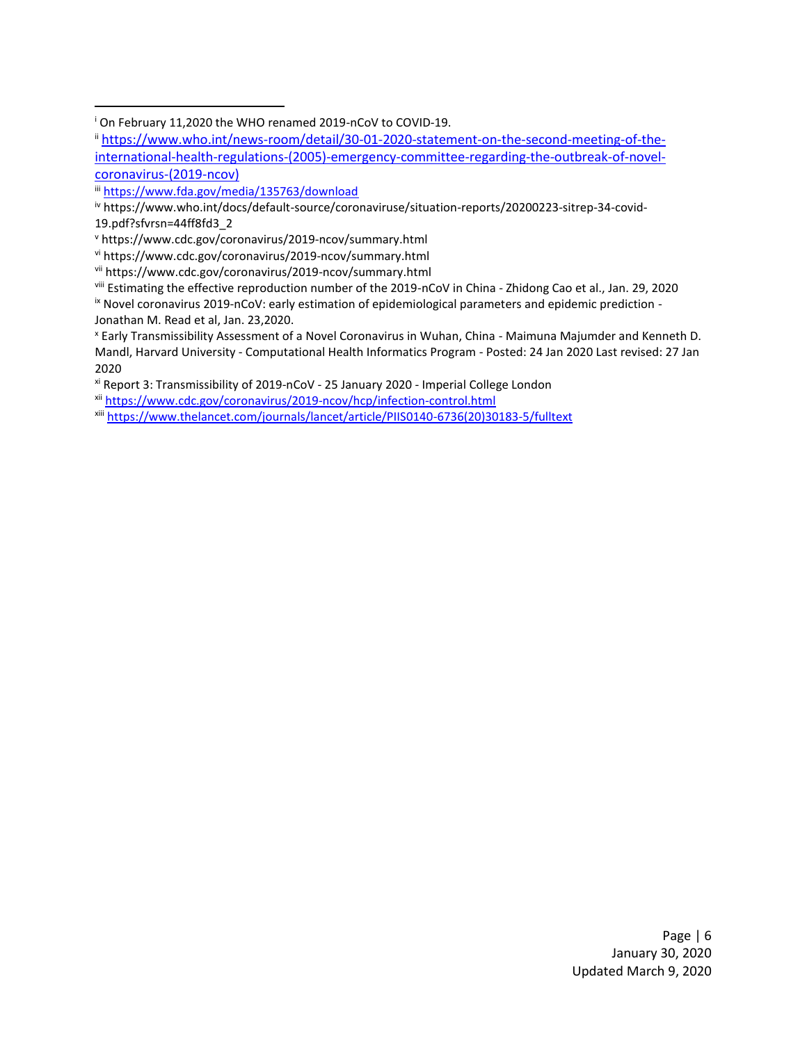[i] On February 11,2020 the WHO renamed 2019-nCoV to COVID-19.

[ii] https://www.who.int/news-room/detail/30-01-2020-statement-on-the-second-meeting-of-the-international-health-regulations-(2005)-emergency-committee-regarding-the-outbreak-of-novel-coronavirus-(2019-ncov)

[iii] https://www.fda.gov/media/135763/download

[iv] https://www.who.int/docs/default-source/coronaviruse/situation-reports/20200223-sitrep-34-covid-19.pdf?sfvrsn=44ff8fd3_2

[v] https://www.cdc.gov/coronavirus/2019-ncov/summary.html

[vi] https://www.cdc.gov/coronavirus/2019-ncov/summary.html

[vii] https://www.cdc.gov/coronavirus/2019-ncov/summary.html

[viii] Estimating the effective reproduction number of the 2019-nCoV in China - Zhidong Cao et al., Jan. 29, 2020

[ix] Novel coronavirus 2019-nCoV: early estimation of epidemiological parameters and epidemic prediction - Jonathan M. Read et al, Jan. 23,2020.

[x] Early Transmissibility Assessment of a Novel Coronavirus in Wuhan, China - Maimuna Majumder and Kenneth D. Mandl, Harvard University - Computational Health Informatics Program - Posted: 24 Jan 2020 Last revised: 27 Jan 2020

[xi] Report 3: Transmissibility of 2019-nCoV - 25 January 2020 - Imperial College London

[xii] https://www.cdc.gov/coronavirus/2019-ncov/hcp/infection-control.html

[xiii] https://www.thelancet.com/journals/lancet/article/PIIS0140-6736(20)30183-5/fulltext

January 30, 2020
Updated March 9, 2020